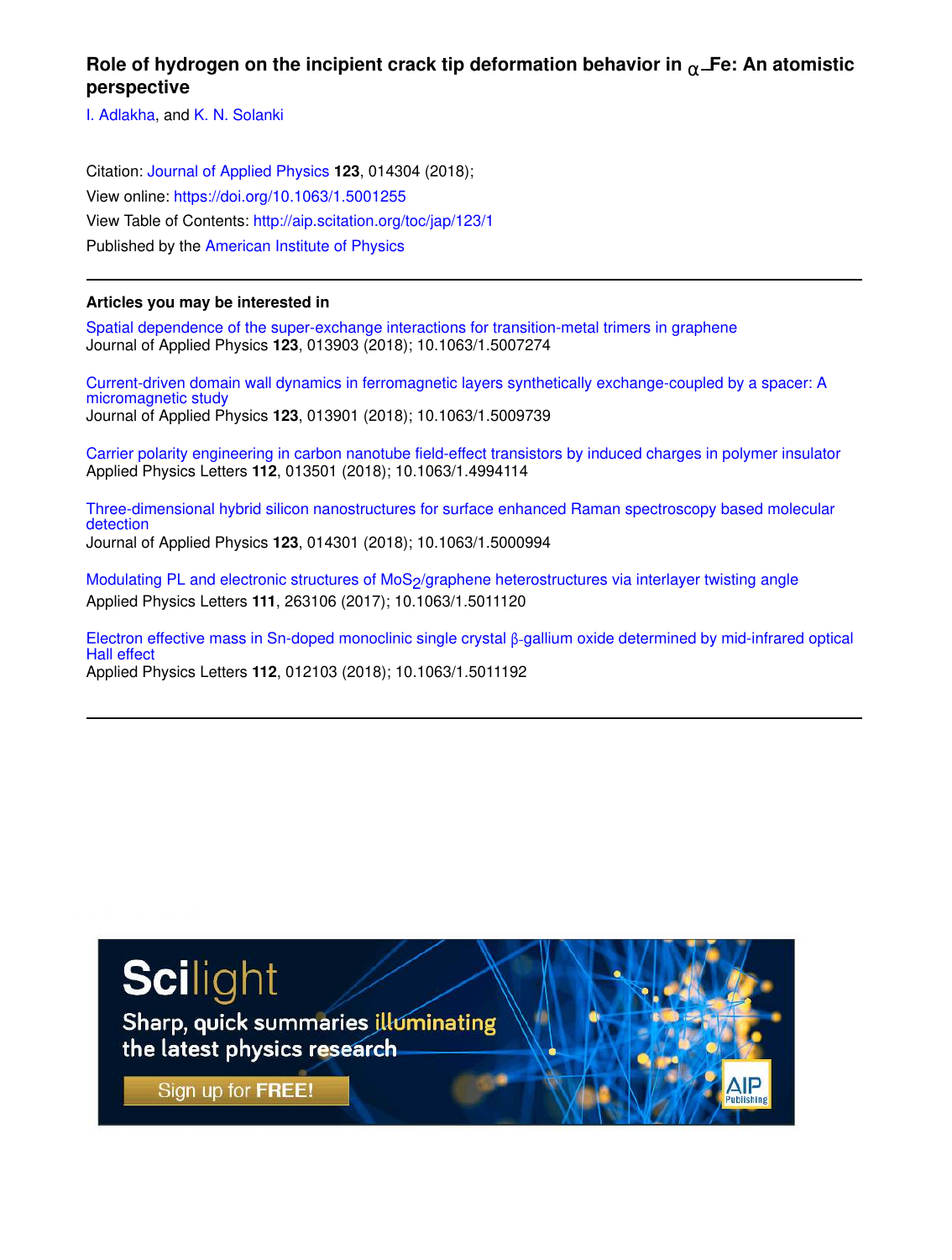# Role of hydrogen on the incipient crack tip deformation behavior in $\alpha$-Fe: An atomistic perspective

I. Adlakha, and K. N. Solanki

Citation: Journal of Applied Physics **123**, 014304 (2018);
View online: https://doi.org/10.1063/1.5001255
View Table of Contents: http://aip.scitation.org/toc/jap/123/1
Published by the American Institute of Physics

---

## Articles you may be interested in

Spatial dependence of the super-exchange interactions for transition-metal trimers in graphene
Journal of Applied Physics **123**, 013903 (2018); 10.1063/1.5007274

Current-driven domain wall dynamics in ferromagnetic layers synthetically exchange-coupled by a spacer: A micromagnetic study
Journal of Applied Physics **123**, 013901 (2018); 10.1063/1.5009739

Carrier polarity engineering in carbon nanotube field-effect transistors by induced charges in polymer insulator
Applied Physics Letters **112**, 013501 (2018); 10.1063/1.4994114

Three-dimensional hybrid silicon nanostructures for surface enhanced Raman spectroscopy based molecular detection
Journal of Applied Physics **123**, 014301 (2018); 10.1063/1.5000994

Modulating PL and electronic structures of $MoS_2$/graphene heterostructures via interlayer twisting angle
Applied Physics Letters **111**, 263106 (2017); 10.1063/1.5011120

Electron effective mass in Sn-doped monoclinic single crystal β-gallium oxide determined by mid-infrared optical Hall effect
Applied Physics Letters **112**, 012103 (2018); 10.1063/1.5011192

---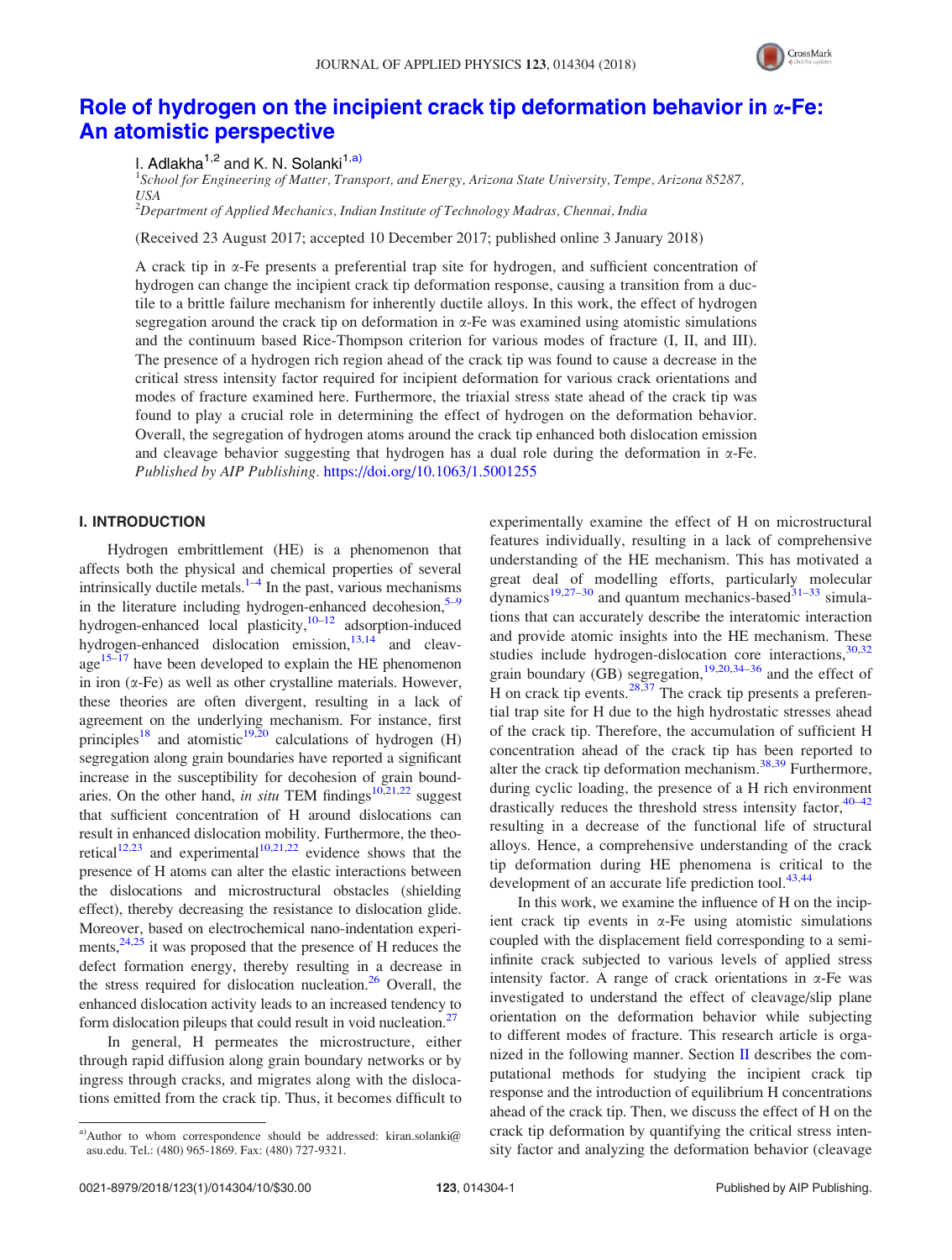# Role of hydrogen on the incipient crack tip deformation behavior in α-Fe: An atomistic perspective

I. Adlakha[1,2] and K. N. Solanki[1,a)]

[1]School for Engineering of Matter, Transport, and Energy, Arizona State University, Tempe, Arizona 85287, USA
[2]Department of Applied Mechanics, Indian Institute of Technology Madras, Chennai, India

(Received 23 August 2017; accepted 10 December 2017; published online 3 January 2018)

A crack tip in α-Fe presents a preferential trap site for hydrogen, and sufficient concentration of hydrogen can change the incipient crack tip deformation response, causing a transition from a ductile to a brittle failure mechanism for inherently ductile alloys. In this work, the effect of hydrogen segregation around the crack tip on deformation in α-Fe was examined using atomistic simulations and the continuum based Rice-Thompson criterion for various modes of fracture (I, II, and III). The presence of a hydrogen rich region ahead of the crack tip was found to cause a decrease in the critical stress intensity factor required for incipient deformation for various crack orientations and modes of fracture examined here. Furthermore, the triaxial stress state ahead of the crack tip was found to play a crucial role in determining the effect of hydrogen on the deformation behavior. Overall, the segregation of hydrogen atoms around the crack tip enhanced both dislocation emission and cleavage behavior suggesting that hydrogen has a dual role during the deformation in α-Fe. *Published by AIP Publishing.* https://doi.org/10.1063/1.5001255

## I. INTRODUCTION

Hydrogen embrittlement (HE) is a phenomenon that affects both the physical and chemical properties of several intrinsically ductile metals.[1–4] In the past, various mechanisms in the literature including hydrogen-enhanced decohesion,[5–9] hydrogen-enhanced local plasticity,[10–12] adsorption-induced hydrogen-enhanced dislocation emission,[13,14] and cleavage[15–17] have been developed to explain the HE phenomenon in iron (α-Fe) as well as other crystalline materials. However, these theories are often divergent, resulting in a lack of agreement on the underlying mechanism. For instance, first principles[18] and atomistic[19,20] calculations of hydrogen (H) segregation along grain boundaries have reported a significant increase in the susceptibility for decohesion of grain boundaries. On the other hand, *in situ* TEM findings[10,21,22] suggest that sufficient concentration of H around dislocations can result in enhanced dislocation mobility. Furthermore, the theoretical[12,23] and experimental[10,21,22] evidence shows that the presence of H atoms can alter the elastic interactions between the dislocations and microstructural obstacles (shielding effect), thereby decreasing the resistance to dislocation glide. Moreover, based on electrochemical nano-indentation experiments,[24,25] it was proposed that the presence of H reduces the defect formation energy, thereby resulting in a decrease in the stress required for dislocation nucleation.[26] Overall, the enhanced dislocation activity leads to an increased tendency to form dislocation pileups that could result in void nucleation.[27]

In general, H permeates the microstructure, either through rapid diffusion along grain boundary networks or by ingress through cracks, and migrates along with the dislocations emitted from the crack tip. Thus, it becomes difficult to experimentally examine the effect of H on microstructural features individually, resulting in a lack of comprehensive understanding of the HE mechanism. This has motivated a great deal of modelling efforts, particularly molecular dynamics[19,27–30] and quantum mechanics-based[31–33] simulations that can accurately describe the interatomic interaction and provide atomic insights into the HE mechanism. These studies include hydrogen-dislocation core interactions,[30,32] grain boundary (GB) segregation,[19,20,34–36] and the effect of H on crack tip events.[28,37] The crack tip presents a preferential trap site for H due to the high hydrostatic stresses ahead of the crack tip. Therefore, the accumulation of sufficient H concentration ahead of the crack tip has been reported to alter the crack tip deformation mechanism.[38,39] Furthermore, during cyclic loading, the presence of a H rich environment drastically reduces the threshold stress intensity factor,[40–42] resulting in a decrease of the functional life of structural alloys. Hence, a comprehensive understanding of the crack tip deformation during HE phenomena is critical to the development of an accurate life prediction tool.[43,44]

In this work, we examine the influence of H on the incipient crack tip events in α-Fe using atomistic simulations coupled with the displacement field corresponding to a semi-infinite crack subjected to various levels of applied stress intensity factor. A range of crack orientations in α-Fe was investigated to understand the effect of cleavage/slip plane orientation on the deformation behavior while subjecting to different modes of fracture. This research article is organized in the following manner. Section II describes the computational methods for studying the incipient crack tip response and the introduction of equilibrium H concentrations ahead of the crack tip. Then, we discuss the effect of H on the crack tip deformation by quantifying the critical stress intensity factor and analyzing the deformation behavior (cleavage

[a)]Author to whom correspondence should be addressed: kiran.solanki@asu.edu. Tel.: (480) 965-1869. Fax: (480) 727-9321.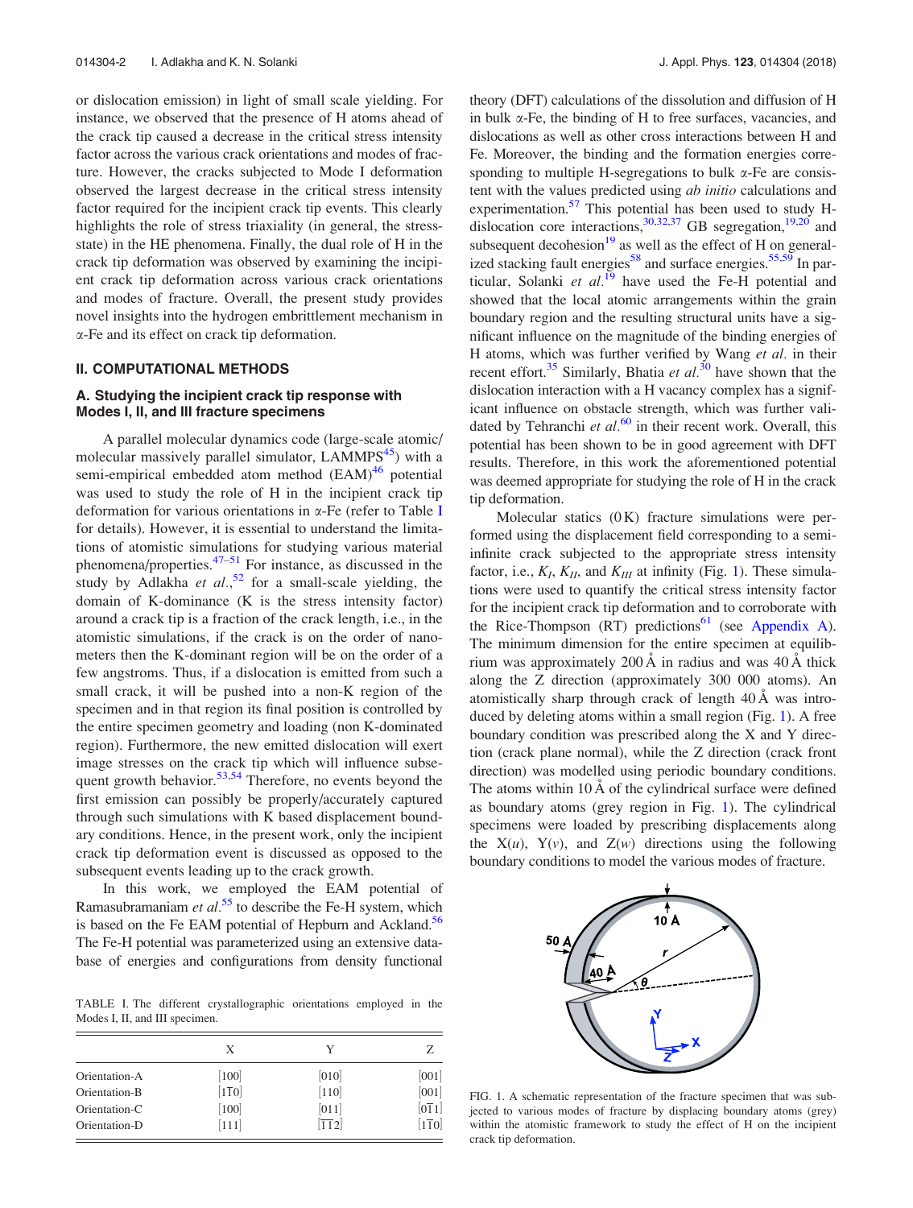or dislocation emission) in light of small scale yielding. For instance, we observed that the presence of H atoms ahead of the crack tip caused a decrease in the critical stress intensity factor across the various crack orientations and modes of fracture. However, the cracks subjected to Mode I deformation observed the largest decrease in the critical stress intensity factor required for the incipient crack tip events. This clearly highlights the role of stress triaxiality (in general, the stress-state) in the HE phenomena. Finally, the dual role of H in the crack tip deformation was observed by examining the incipient crack tip deformation across various crack orientations and modes of fracture. Overall, the present study provides novel insights into the hydrogen embrittlement mechanism in α-Fe and its effect on crack tip deformation.

## II. COMPUTATIONAL METHODS

### A. Studying the incipient crack tip response with Modes I, II, and III fracture specimens

A parallel molecular dynamics code (large-scale atomic/molecular massively parallel simulator, LAMMPS[45]) with a semi-empirical embedded atom method (EAM)[46] potential was used to study the role of H in the incipient crack tip deformation for various orientations in α-Fe (refer to Table I for details). However, it is essential to understand the limitations of atomistic simulations for studying various material phenomena/properties.[47–51] For instance, as discussed in the study by Adlakha *et al.*,[52] for a small-scale yielding, the domain of K-dominance (K is the stress intensity factor) around a crack tip is a fraction of the crack length, i.e., in the atomistic simulations, if the crack is on the order of nanometers then the K-dominant region will be on the order of a few angstroms. Thus, if a dislocation is emitted from such a small crack, it will be pushed into a non-K region of the specimen and in that region its final position is controlled by the entire specimen geometry and loading (non K-dominated region). Furthermore, the new emitted dislocation will exert image stresses on the crack tip which will influence subsequent growth behavior.[53,54] Therefore, no events beyond the first emission can possibly be properly/accurately captured through such simulations with K based displacement boundary conditions. Hence, in the present work, only the incipient crack tip deformation event is discussed as opposed to the subsequent events leading up to the crack growth.

In this work, we employed the EAM potential of Ramasubramaniam *et al.*[55] to describe the Fe-H system, which is based on the Fe EAM potential of Hepburn and Ackland.[56] The Fe-H potential was parameterized using an extensive database of energies and configurations from density functional theory (DFT) calculations of the dissolution and diffusion of H in bulk α-Fe, the binding of H to free surfaces, vacancies, and dislocations as well as other cross interactions between H and Fe. Moreover, the binding and the formation energies corresponding to multiple H-segregations to bulk α-Fe are consistent with the values predicted using *ab initio* calculations and experimentation.[57] This potential has been used to study H-dislocation core interactions,[30,32,37] GB segregation,[19,20] and subsequent decohesion[19] as well as the effect of H on generalized stacking fault energies[58] and surface energies.[55,59] In particular, Solanki *et al.*[19] have used the Fe-H potential and showed that the local atomic arrangements within the grain boundary region and the resulting structural units have a significant influence on the magnitude of the binding energies of H atoms, which was further verified by Wang *et al.* in their recent effort.[35] Similarly, Bhatia *et al.*[30] have shown that the dislocation interaction with a H vacancy complex has a significant influence on obstacle strength, which was further validated by Tehranchi *et al.*[60] in their recent work. Overall, this potential has been shown to be in good agreement with DFT results. Therefore, in this work the aforementioned potential was deemed appropriate for studying the role of H in the crack tip deformation.

Molecular statics (0 K) fracture simulations were performed using the displacement field corresponding to a semi-infinite crack subjected to the appropriate stress intensity factor, i.e., $K_I$, $K_{II}$, and $K_{III}$ at infinity (Fig. 1). These simulations were used to quantify the critical stress intensity factor for the incipient crack tip deformation and to corroborate with the Rice-Thompson (RT) predictions[61] (see Appendix A). The minimum dimension for the entire specimen at equilibrium was approximately 200 Å in radius and was 40 Å thick along the Z direction (approximately 300 000 atoms). An atomistically sharp through crack of length 40 Å was introduced by deleting atoms within a small region (Fig. 1). A free boundary condition was prescribed along the X and Y direction (crack plane normal), while the Z direction (crack front direction) was modelled using periodic boundary conditions. The atoms within 10 Å of the cylindrical surface were defined as boundary atoms (grey region in Fig. 1). The cylindrical specimens were loaded by prescribing displacements along the X($u$), Y($v$), and Z($w$) directions using the following boundary conditions to model the various modes of fracture.

TABLE I. The different crystallographic orientations employed in the Modes I, II, and III specimen.

| | X | Y | Z |
|---|---|---|---|
| Orientation-A | [100] | [010] | [001] |
| Orientation-B | $[1\bar{1}0]$ | [110] | [001] |
| Orientation-C | [100] | [011] | $[0\bar{1}1]$ |
| Orientation-D | [111] | $[\bar{1}\bar{1}2]$ | $[1\bar{1}0]$ |

FIG. 1. A schematic representation of the fracture specimen that was subjected to various modes of fracture by displacing boundary atoms (grey) within the atomistic framework to study the effect of H on the incipient crack tip deformation.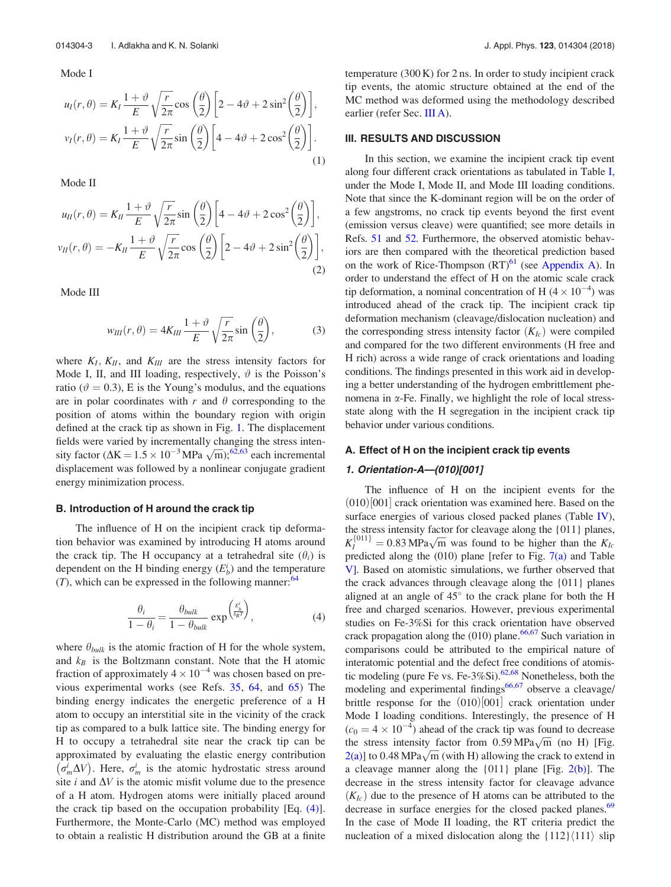Mode I

$$u_I(r,\theta) = K_I \frac{1+\vartheta}{E}\sqrt{\frac{r}{2\pi}}\cos\left(\frac{\theta}{2}\right)\left[2-4\vartheta+2\sin^2\left(\frac{\theta}{2}\right)\right],$$

$$v_I(r,\theta) = K_I \frac{1+\vartheta}{E}\sqrt{\frac{r}{2\pi}}\sin\left(\frac{\theta}{2}\right)\left[4-4\vartheta+2\cos^2\left(\frac{\theta}{2}\right)\right]. \tag{1}$$

Mode II

$$u_{II}(r,\theta) = K_{II} \frac{1+\vartheta}{E}\sqrt{\frac{r}{2\pi}}\sin\left(\frac{\theta}{2}\right)\left[4-4\vartheta+2\cos^2\left(\frac{\theta}{2}\right)\right],$$

$$v_{II}(r,\theta) = -K_{II} \frac{1+\vartheta}{E}\sqrt{\frac{r}{2\pi}}\cos\left(\frac{\theta}{2}\right)\left[2-4\vartheta+2\sin^2\left(\frac{\theta}{2}\right)\right], \tag{2}$$

Mode III

$$w_{III}(r,\theta) = 4K_{III} \frac{1+\vartheta}{E}\sqrt{\frac{r}{2\pi}}\sin\left(\frac{\theta}{2}\right), \tag{3}$$

where $K_I$, $K_{II}$, and $K_{III}$ are the stress intensity factors for Mode I, II, and III loading, respectively, $\vartheta$ is the Poisson's ratio ($\vartheta = 0.3$), E is the Young's modulus, and the equations are in polar coordinates with $r$ and $\theta$ corresponding to the position of atoms within the boundary region with origin defined at the crack tip as shown in Fig. 1. The displacement fields were varied by incrementally changing the stress intensity factor ($\Delta K = 1.5\times10^{-3}\,\text{MPa}\sqrt{\text{m}}$);[62,63] each incremental displacement was followed by a nonlinear conjugate gradient energy minimization process.

### B. Introduction of H around the crack tip

The influence of H on the incipient crack tip deformation behavior was examined by introducing H atoms around the crack tip. The H occupancy at a tetrahedral site ($\theta_i$) is dependent on the H binding energy ($E_b^i$) and the temperature ($T$), which can be expressed in the following manner:[64]

$$\frac{\theta_i}{1-\theta_i} = \frac{\theta_{bulk}}{1-\theta_{bulk}}\exp\left(\frac{E_b^i}{k_B T}\right), \tag{4}$$

where $\theta_{bulk}$ is the atomic fraction of H for the whole system, and $k_B$ is the Boltzmann constant. Note that the H atomic fraction of approximately $4\times10^{-4}$ was chosen based on previous experimental works (see Refs. 35, 64, and 65) The binding energy indicates the energetic preference of a H atom to occupy an interstitial site in the vicinity of the crack tip as compared to a bulk lattice site. The binding energy for H to occupy a tetrahedral site near the crack tip can be approximated by evaluating the elastic energy contribution $\left(\sigma_m^i \Delta V\right)$. Here, $\sigma_m^i$ is the atomic hydrostatic stress around site $i$ and $\Delta V$ is the atomic misfit volume due to the presence of a H atom. Hydrogen atoms were initially placed around the crack tip based on the occupation probability [Eq. (4)]. Furthermore, the Monte-Carlo (MC) method was employed to obtain a realistic H distribution around the GB at a finite temperature (300 K) for 2 ns. In order to study incipient crack tip events, the atomic structure obtained at the end of the MC method was deformed using the methodology described earlier (refer Sec. III A).

## III. RESULTS AND DISCUSSION

In this section, we examine the incipient crack tip event along four different crack orientations as tabulated in Table I, under the Mode I, Mode II, and Mode III loading conditions. Note that since the K-dominant region will be on the order of a few angstroms, no crack tip events beyond the first event (emission versus cleave) were quantified; see more details in Refs. 51 and 52. Furthermore, the observed atomistic behaviors are then compared with the theoretical prediction based on the work of Rice-Thompson (RT)[61] (see Appendix A). In order to understand the effect of H on the atomic scale crack tip deformation, a nominal concentration of H ($4\times10^{-4}$) was introduced ahead of the crack tip. The incipient crack tip deformation mechanism (cleavage/dislocation nucleation) and the corresponding stress intensity factor ($K_{Ic}$) were compiled and compared for the two different environments (H free and H rich) across a wide range of crack orientations and loading conditions. The findings presented in this work aid in developing a better understanding of the hydrogen embrittlement phenomena in α-Fe. Finally, we highlight the role of local stress-state along with the H segregation in the incipient crack tip behavior under various conditions.

### A. Effect of H on the incipient crack tip events

#### 1. Orientation-A—(010)[001]

The influence of H on the incipient events for the $(010)[001]$ crack orientation was examined here. Based on the surface energies of various closed packed planes (Table IV), the stress intensity factor for cleavage along the {011} planes, $K_I^{\{011\}} = 0.83\,\text{MPa}\sqrt{\text{m}}$ was found to be higher than the $K_{Ic}$ predicted along the (010) plane [refer to Fig. 7(a) and Table V]. Based on atomistic simulations, we further observed that the crack advances through cleavage along the {011} planes aligned at an angle of 45° to the crack plane for both the H free and charged scenarios. However, previous experimental studies on Fe-3%Si for this crack orientation have observed crack propagation along the (010) plane.[66,67] Such variation in comparisons could be attributed to the empirical nature of interatomic potential and the defect free conditions of atomistic modeling (pure Fe vs. Fe-3%Si).[62,68] Nonetheless, both the modeling and experimental findings[66,67] observe a cleavage/brittle response for the $(010)[001]$ crack orientation under Mode I loading conditions. Interestingly, the presence of H ($c_0 = 4\times10^{-4}$) ahead of the crack tip was found to decrease the stress intensity factor from $0.59\,\text{MPa}\sqrt{\text{m}}$ (no H) [Fig. 2(a)] to $0.48\,\text{MPa}\sqrt{\text{m}}$ (with H) allowing the crack to extend in a cleavage manner along the {011} plane [Fig. 2(b)]. The decrease in the stress intensity factor for cleavage advance ($K_{Ic}$) due to the presence of H atoms can be attributed to the decrease in surface energies for the closed packed planes.[69] In the case of Mode II loading, the RT criteria predict the nucleation of a mixed dislocation along the $\{112\}\langle111\rangle$ slip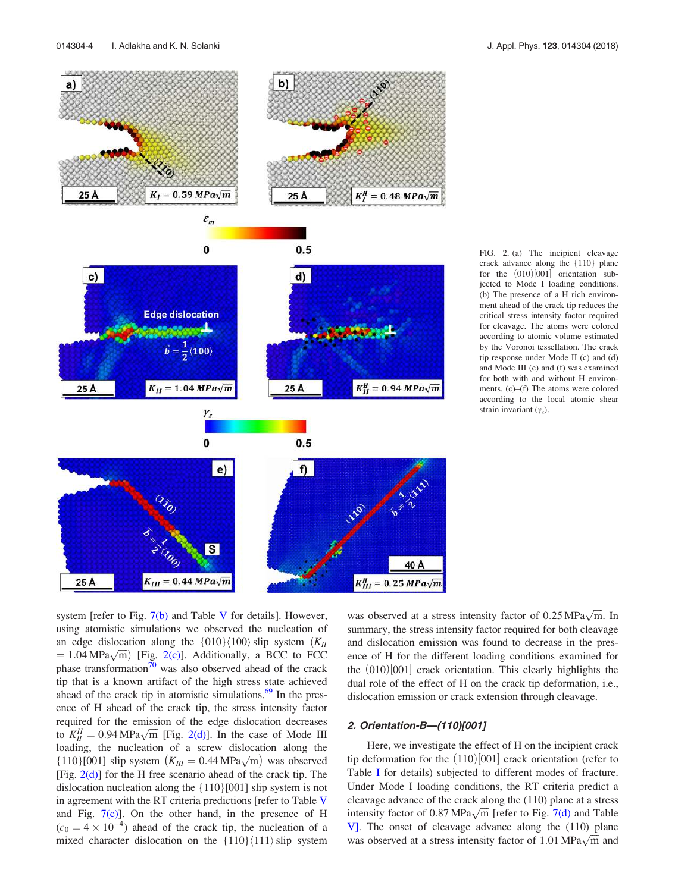FIG. 2. (a) The incipient cleavage crack advance along the {110} plane for the (010)[001] orientation subjected to Mode I loading conditions. (b) The presence of a H rich environment ahead of the crack tip reduces the critical stress intensity factor required for cleavage. The atoms were colored according to atomic volume estimated by the Voronoi tessellation. The crack tip response under Mode II (c) and (d) and Mode III (e) and (f) was examined for both with and without H environments. (c)–(f) The atoms were colored according to the local atomic shear strain invariant ($\gamma_s$).

system [refer to Fig. 7(b) and Table V for details]. However, using atomistic simulations we observed the nucleation of an edge dislocation along the $\{010\}\langle 100\rangle$ slip system ($K_{II} = 1.04\,\text{MPa}\sqrt{\text{m}}$) [Fig. 2(c)]. Additionally, a BCC to FCC phase transformation[70] was also observed ahead of the crack tip that is a known artifact of the high stress state achieved ahead of the crack tip in atomistic simulations.[69] In the presence of H ahead of the crack tip, the stress intensity factor required for the edge dislocation decreases to $K_{II}^{H} = 0.94\,\text{MPa}\sqrt{\text{m}}$ [Fig. 2(d)]. In the case of Mode III loading, the nucleation of a screw dislocation along the $\{110\}[001]$ slip system ($K_{III} = 0.44\,\text{MPa}\sqrt{\text{m}}$) was observed [Fig. 2(d)] for the H free scenario ahead of the crack tip. The dislocation nucleation along the $\{110\}[001]$ slip system is not in agreement with the RT criteria predictions [refer to Table V and Fig. 7(c)]. On the other hand, in the presence of H ($c_0 = 4 \times 10^{-4}$) ahead of the crack tip, the nucleation of a mixed character dislocation on the $\{110\}\langle 111\rangle$ slip system was observed at a stress intensity factor of $0.25\,\text{MPa}\sqrt{\text{m}}$. In summary, the stress intensity factor required for both cleavage and dislocation emission was found to decrease in the presence of H for the different loading conditions examined for the $(010)[001]$ crack orientation. This clearly highlights the dual role of the effect of H on the crack tip deformation, i.e., dislocation emission or crack extension through cleavage.

### 2. Orientation-B—(110)[001]

Here, we investigate the effect of H on the incipient crack tip deformation for the $(110)[001]$ crack orientation (refer to Table I for details) subjected to different modes of fracture. Under Mode I loading conditions, the RT criteria predict a cleavage advance of the crack along the (110) plane at a stress intensity factor of $0.87\,\text{MPa}\sqrt{\text{m}}$ [refer to Fig. 7(d) and Table V]. The onset of cleavage advance along the (110) plane was observed at a stress intensity factor of $1.01\,\text{MPa}\sqrt{\text{m}}$ and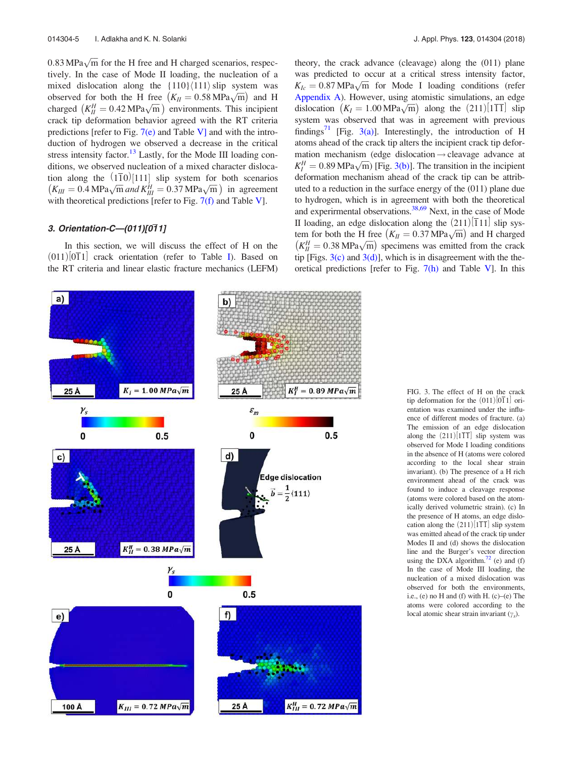$0.83\,\text{MPa}\sqrt{\text{m}}$ for the H free and H charged scenarios, respectively. In the case of Mode II loading, the nucleation of a mixed dislocation along the $\{110\}\langle 111\rangle$ slip system was observed for both the H free $\left(K_{II} = 0.58\,\text{MPa}\sqrt{\text{m}}\right)$ and H charged $\left(K_{II}^{H} = 0.42\,\text{MPa}\sqrt{\text{m}}\right)$ environments. This incipient crack tip deformation behavior agreed with the RT criteria predictions [refer to Fig. 7(e) and Table V] and with the introduction of hydrogen we observed a decrease in the critical stress intensity factor.[13] Lastly, for the Mode III loading conditions, we observed nucleation of a mixed character dislocation along the $(1\bar{1}0)[111]$ slip system for both scenarios $\left(K_{III} = 0.4\,\text{MPa}\sqrt{\text{m}}\text{ and }K_{III}^{H} = 0.37\,\text{MPa}\sqrt{\text{m}}\right)$ in agreement with theoretical predictions [refer to Fig. 7(f) and Table V].

### 3. Orientation-C—(011)[0$\bar{1}$1]

In this section, we will discuss the effect of H on the $(011)[0\bar{1}1]$ crack orientation (refer to Table I). Based on the RT criteria and linear elastic fracture mechanics (LEFM) theory, the crack advance (cleavage) along the (011) plane was predicted to occur at a critical stress intensity factor, $K_{Ic} = 0.87\,\text{MPa}\sqrt{\text{m}}$ for Mode I loading conditions (refer Appendix A). However, using atomistic simulations, an edge dislocation $\left(K_{I} = 1.00\,\text{MPa}\sqrt{\text{m}}\right)$ along the $(211)[1\bar{1}\bar{1}]$ slip system was observed that was in agreement with previous findings[71] [Fig. 3(a)]. Interestingly, the introduction of H atoms ahead of the crack tip alters the incipient crack tip deformation mechanism (edge dislocation $\rightarrow$ cleavage advance at $K_{I}^{H} = 0.89\,\text{MPa}\sqrt{\text{m}}$) [Fig. 3(b)]. The transition in the incipient deformation mechanism ahead of the crack tip can be attributed to a reduction in the surface energy of the (011) plane due to hydrogen, which is in agreement with both the theoretical and experimental observations.[38,69] Next, in the case of Mode II loading, an edge dislocation along the $(211)[\bar{1}11]$ slip system for both the H free $\left(K_{II} = 0.37\,\text{MPa}\sqrt{\text{m}}\right)$ and H charged $\left(K_{II}^{H} = 0.38\,\text{MPa}\sqrt{\text{m}}\right)$ specimens was emitted from the crack tip [Figs. 3(c) and 3(d)], which is in disagreement with the theoretical predictions [refer to Fig. 7(h) and Table V]. In this

FIG. 3. The effect of H on the crack tip deformation for the $(011)[0\bar{1}1]$ orientation was examined under the influence of different modes of fracture. (a) The emission of an edge dislocation along the $(211)[1\bar{1}\bar{1}]$ slip system was observed for Mode I loading conditions in the absence of H (atoms were colored according to the local shear strain invariant). (b) The presence of a H rich environment ahead of the crack was found to induce a cleavage response (atoms were colored based on the atomically derived volumetric strain). (c) In the presence of H atoms, an edge dislocation along the $(211)[1\bar{1}\bar{1}]$ slip system was emitted ahead of the crack tip under Modes II and (d) shows the dislocation line and the Burger's vector direction using the DXA algorithm.[72] (e) and (f) In the case of Mode III loading, the nucleation of a mixed dislocation was observed for both the environments, i.e., (e) no H and (f) with H. (c)–(e) The atoms were colored according to the local atomic shear strain invariant ($\gamma_s$).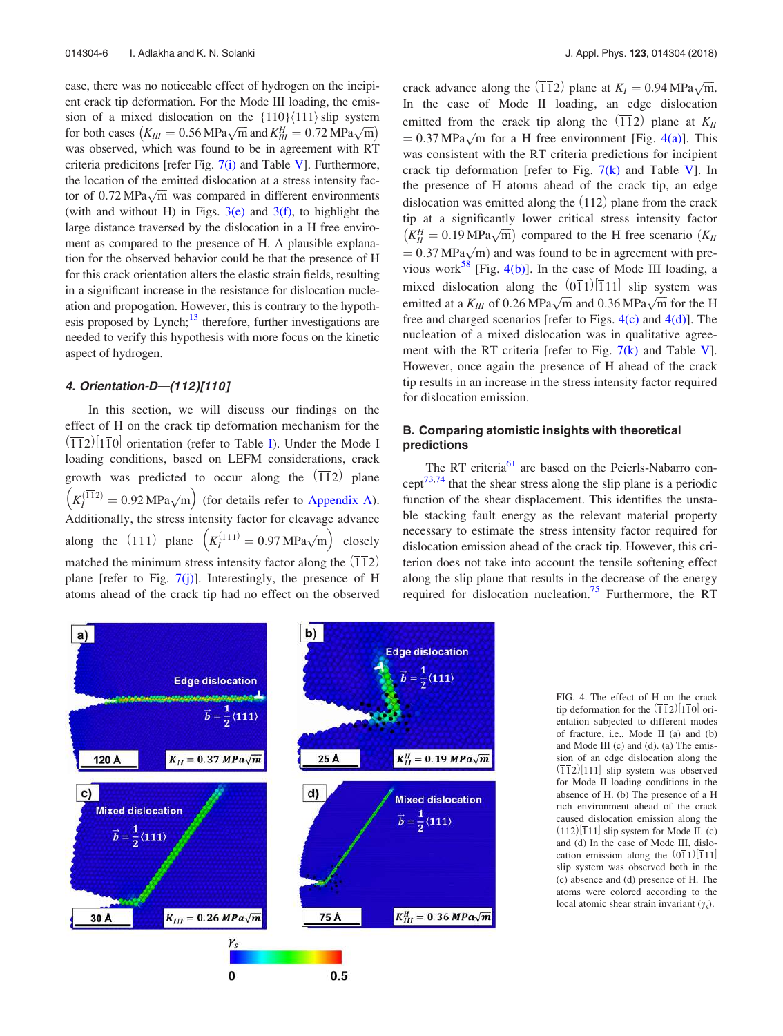case, there was no noticeable effect of hydrogen on the incipient crack tip deformation. For the Mode III loading, the emission of a mixed dislocation on the $\{110\}\langle111\rangle$ slip system for both cases $(K_{III} = 0.56\,\text{MPa}\sqrt{\text{m}}$ and $K_{III}^{H} = 0.72\,\text{MPa}\sqrt{\text{m}})$ was observed, which was found to be in agreement with RT criteria predicitons [refer Fig. 7(i) and Table V]. Furthermore, the location of the emitted dislocation at a stress intensity factor of $0.72\,\text{MPa}\sqrt{\text{m}}$ was compared in different environments (with and without H) in Figs. 3(e) and 3(f), to highlight the large distance traversed by the dislocation in a H free environment as compared to the presence of H. A plausible explanation for the observed behavior could be that the presence of H for this crack orientation alters the elastic strain fields, resulting in a significant increase in the resistance for dislocation nucleation and propogation. However, this is contrary to the hypothesis proposed by Lynch;[13] therefore, further investigations are needed to verify this hypothesis with more focus on the kinetic aspect of hydrogen.

### 4. Orientation-D—$(\bar{1}\bar{1}2)[1\bar{1}0]$

In this section, we will discuss our findings on the effect of H on the crack tip deformation mechanism for the $(\bar{1}\bar{1}2)[1\bar{1}0]$ orientation (refer to Table I). Under the Mode I loading conditions, based on LEFM considerations, crack growth was predicted to occur along the $(\bar{1}\bar{1}2)$ plane $\left(K_I^{(\bar{1}\bar{1}2)} = 0.92\,\text{MPa}\sqrt{\text{m}}\right)$ (for details refer to Appendix A). Additionally, the stress intensity factor for cleavage advance along the $(\bar{1}\bar{1}1)$ plane $\left(K_I^{(\bar{1}\bar{1}1)} = 0.97\,\text{MPa}\sqrt{\text{m}}\right)$ closely matched the minimum stress intensity factor along the $(\bar{1}\bar{1}2)$ plane [refer to Fig. 7(j)]. Interestingly, the presence of H atoms ahead of the crack tip had no effect on the observed crack advance along the $(\bar{1}\bar{1}2)$ plane at $K_I = 0.94\,\text{MPa}\sqrt{\text{m}}$. In the case of Mode II loading, an edge dislocation emitted from the crack tip along the $(\bar{1}\bar{1}2)$ plane at $K_{II} = 0.37\,\text{MPa}\sqrt{\text{m}}$ for a H free environment [Fig. 4(a)]. This was consistent with the RT criteria predictions for incipient crack tip deformation [refer to Fig. 7(k) and Table V]. In the presence of H atoms ahead of the crack tip, an edge dislocation was emitted along the $(112)$ plane from the crack tip at a significantly lower critical stress intensity factor $\left(K_{II}^{H} = 0.19\,\text{MPa}\sqrt{\text{m}}\right)$ compared to the H free scenario $\left(K_{II} = 0.37\,\text{MPa}\sqrt{\text{m}}\right)$ and was found to be in agreement with previous work[58] [Fig. 4(b)]. In the case of Mode III loading, a mixed dislocation along the $(0\bar{1}1)[\bar{1}11]$ slip system was emitted at a $K_{III}$ of $0.26\,\text{MPa}\sqrt{\text{m}}$ and $0.36\,\text{MPa}\sqrt{\text{m}}$ for the H free and charged scenarios [refer to Figs. 4(c) and 4(d)]. The nucleation of a mixed dislocation was in qualitative agreement with the RT criteria [refer to Fig. 7(k) and Table V]. However, once again the presence of H ahead of the crack tip results in an increase in the stress intensity factor required for dislocation emission.

## B. Comparing atomistic insights with theoretical predictions

The RT criteria[61] are based on the Peierls-Nabarro concept[73,74] that the shear stress along the slip plane is a periodic function of the shear displacement. This identifies the unstable stacking fault energy as the relevant material property necessary to estimate the stress intensity factor required for dislocation emission ahead of the crack tip. However, this criterion does not take into account the tensile softening effect along the slip plane that results in the decrease of the energy required for dislocation nucleation.[75] Furthermore, the RT

FIG. 4. The effect of H on the crack tip deformation for the $(\bar{1}\bar{1}2)[1\bar{1}0]$ orientation subjected to different modes of fracture, i.e., Mode II (a) and (b) and Mode III (c) and (d). (a) The emission of an edge dislocation along the $(\bar{1}\bar{1}2)[111]$ slip system was observed for Mode II loading conditions in the absence of H. (b) The presence of a H rich environment ahead of the crack caused dislocation emission along the $(112)[\bar{1}\bar{1}1]$ slip system for Mode II. (c) and (d) In the case of Mode III, dislocation emission along the $(0\bar{1}1)[\bar{1}11]$ slip system was observed both in the (c) absence and (d) presence of H. The atoms were colored according to the local atomic shear strain invariant ($\gamma_s$).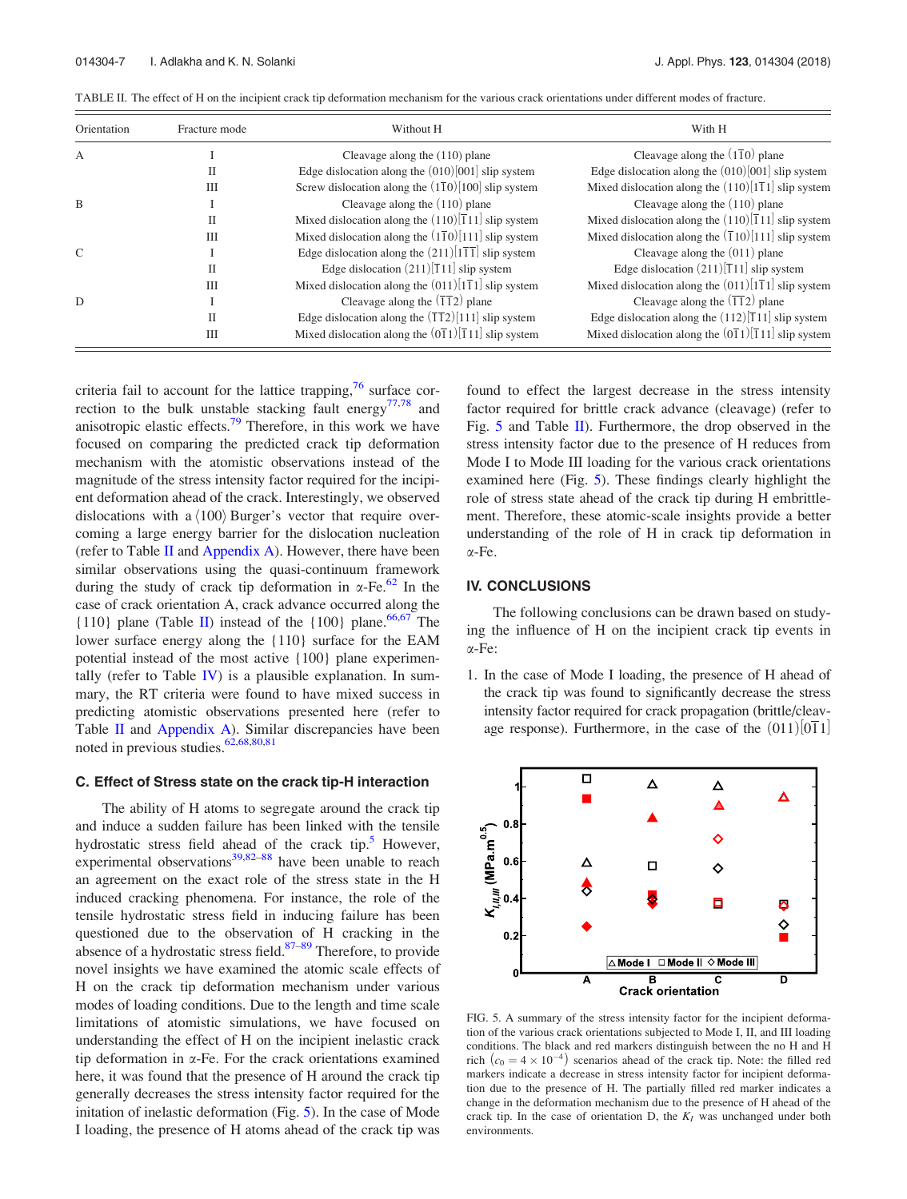TABLE II. The effect of H on the incipient crack tip deformation mechanism for the various crack orientations under different modes of fracture.

| Orientation | Fracture mode | Without H | With H |
|---|---|---|---|
| A | I | Cleavage along the (110) plane | Cleavage along the $(1\bar{1}0)$ plane |
| | II | Edge dislocation along the (010)[001] slip system | Edge dislocation along the (010)[001] slip system |
| | III | Screw dislocation along the $(1\bar{1}0)[100]$ slip system | Mixed dislocation along the $(110)[1\bar{1}1]$ slip system |
| B | I | Cleavage along the (110) plane | Cleavage along the (110) plane |
| | II | Mixed dislocation along the $(110)[\bar{1}11]$ slip system | Mixed dislocation along the $(110)[\bar{1}11]$ slip system |
| | III | Mixed dislocation along the $(1\bar{1}0)[111]$ slip system | Mixed dislocation along the $(\bar{1}10)[111]$ slip system |
| C | I | Edge dislocation along the $(211)[1\bar{1}\bar{1}]$ slip system | Cleavage along the (011) plane |
| | II | Edge dislocation $(211)[\bar{1}11]$ slip system | Edge dislocation $(211)[\bar{1}11]$ slip system |
| | III | Mixed dislocation along the $(011)[1\bar{1}1]$ slip system | Mixed dislocation along the $(011)[1\bar{1}1]$ slip system |
| D | I | Cleavage along the $(\bar{1}\bar{1}2)$ plane | Cleavage along the $(\bar{1}\bar{1}2)$ plane |
| | II | Edge dislocation along the $(\bar{1}\bar{1}2)[111]$ slip system | Edge dislocation along the $(112)[\bar{1}11]$ slip system |
| | III | Mixed dislocation along the $(0\bar{1}1)[\bar{1}11]$ slip system | Mixed dislocation along the $(0\bar{1}1)[\bar{1}11]$ slip system |

criteria fail to account for the lattice trapping,[76] surface correction to the bulk unstable stacking fault energy[77,78] and anisotropic elastic effects.[79] Therefore, in this work we have focused on comparing the predicted crack tip deformation mechanism with the atomistic observations instead of the magnitude of the stress intensity factor required for the incipient deformation ahead of the crack. Interestingly, we observed dislocations with a ⟨100⟩ Burger's vector that require overcoming a large energy barrier for the dislocation nucleation (refer to Table II and Appendix A). However, there have been similar observations using the quasi-continuum framework during the study of crack tip deformation in α-Fe.[62] In the case of crack orientation A, crack advance occurred along the {110} plane (Table II) instead of the {100} plane.[66,67] The lower surface energy along the {110} surface for the EAM potential instead of the most active {100} plane experimentally (refer to Table IV) is a plausible explanation. In summary, the RT criteria were found to have mixed success in predicting atomistic observations presented here (refer to Table II and Appendix A). Similar discrepancies have been noted in previous studies.[62,68,80,81]

### C. Effect of Stress state on the crack tip-H interaction

The ability of H atoms to segregate around the crack tip and induce a sudden failure has been linked with the tensile hydrostatic stress field ahead of the crack tip.[5] However, experimental observations[39,82–88] have been unable to reach an agreement on the exact role of the stress state in the H induced cracking phenomena. For instance, the role of the tensile hydrostatic stress field in inducing failure has been questioned due to the observation of H cracking in the absence of a hydrostatic stress field.[87–89] Therefore, to provide novel insights we have examined the atomic scale effects of H on the crack tip deformation mechanism under various modes of loading conditions. Due to the length and time scale limitations of atomistic simulations, we have focused on understanding the effect of H on the incipient inelastic crack tip deformation in α-Fe. For the crack orientations examined here, it was found that the presence of H around the crack tip generally decreases the stress intensity factor required for the initation of inelastic deformation (Fig. 5). In the case of Mode I loading, the presence of H atoms ahead of the crack tip was found to effect the largest decrease in the stress intensity factor required for brittle crack advance (cleavage) (refer to Fig. 5 and Table II). Furthermore, the drop observed in the stress intensity factor due to the presence of H reduces from Mode I to Mode III loading for the various crack orientations examined here (Fig. 5). These findings clearly highlight the role of stress state ahead of the crack tip during H embrittlement. Therefore, these atomic-scale insights provide a better understanding of the role of H in crack tip deformation in α-Fe.

## IV. CONCLUSIONS

The following conclusions can be drawn based on studying the influence of H on the incipient crack tip events in α-Fe:

1. In the case of Mode I loading, the presence of H ahead of the crack tip was found to significantly decrease the stress intensity factor required for crack propagation (brittle/cleavage response). Furthermore, in the case of the $(011)[0\bar{1}1]$

FIG. 5. A summary of the stress intensity factor for the incipient deformation of the various crack orientations subjected to Mode I, II, and III loading conditions. The black and red markers distinguish between the no H and H rich ($c_0 = 4 \times 10^{-4}$) scenarios ahead of the crack tip. Note: the filled red markers indicate a decrease in stress intensity factor for incipient deformation due to the presence of H. The partially filled red marker indicates a change in the deformation mechanism due to the presence of H ahead of the crack tip. In the case of orientation D, the $K_I$ was unchanged under both environments.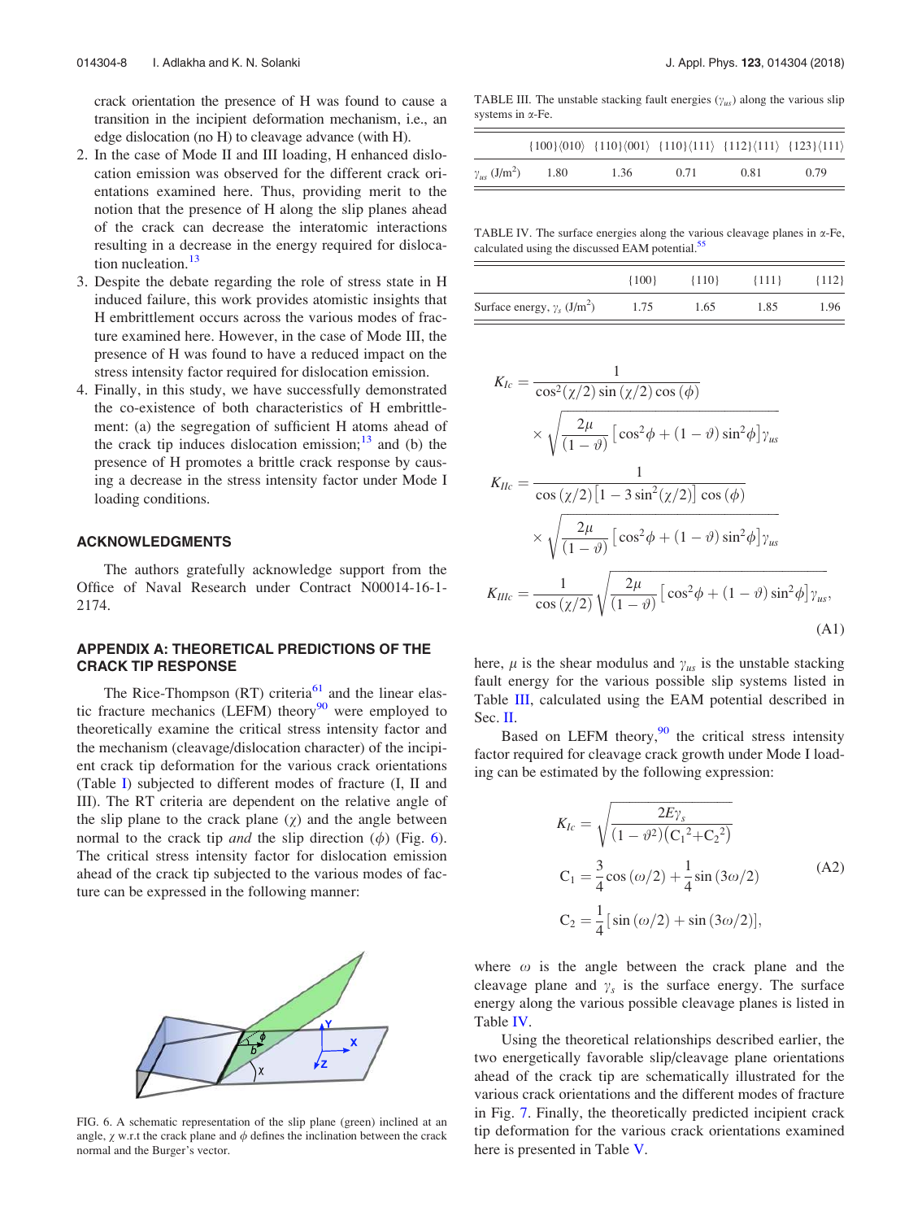crack orientation the presence of H was found to cause a transition in the incipient deformation mechanism, i.e., an edge dislocation (no H) to cleavage advance (with H).

2. In the case of Mode II and III loading, H enhanced dislocation emission was observed for the different crack orientations examined here. Thus, providing merit to the notion that the presence of H along the slip planes ahead of the crack can decrease the interatomic interactions resulting in a decrease in the energy required for dislocation nucleation.[13]
3. Despite the debate regarding the role of stress state in H induced failure, this work provides atomistic insights that H embrittlement occurs across the various modes of fracture examined here. However, in the case of Mode III, the presence of H was found to have a reduced impact on the stress intensity factor required for dislocation emission.
4. Finally, in this study, we have successfully demonstrated the co-existence of both characteristics of H embrittlement: (a) the segregation of sufficient H atoms ahead of the crack tip induces dislocation emission;[13] and (b) the presence of H promotes a brittle crack response by causing a decrease in the stress intensity factor under Mode I loading conditions.

## ACKNOWLEDGMENTS

The authors gratefully acknowledge support from the Office of Naval Research under Contract N00014-16-1-2174.

## APPENDIX A: THEORETICAL PREDICTIONS OF THE CRACK TIP RESPONSE

The Rice-Thompson (RT) criteria[61] and the linear elastic fracture mechanics (LEFM) theory[90] were employed to theoretically examine the critical stress intensity factor and the mechanism (cleavage/dislocation character) of the incipient crack tip deformation for the various crack orientations (Table I) subjected to different modes of fracture (I, II and III). The RT criteria are dependent on the relative angle of the slip plane to the crack plane ($\chi$) and the angle between normal to the crack tip *and* the slip direction ($\phi$) (Fig. 6). The critical stress intensity factor for dislocation emission ahead of the crack tip subjected to the various modes of fracture can be expressed in the following manner:

FIG. 6. A schematic representation of the slip plane (green) inclined at an angle, $\chi$ w.r.t the crack plane and $\phi$ defines the inclination between the crack normal and the Burger's vector.

TABLE III. The unstable stacking fault energies ($\gamma_{us}$) along the various slip systems in α-Fe.

| | {100}⟨010⟩ | {110}⟨001⟩ | {110}⟨111⟩ | {112}⟨111⟩ | {123}⟨111⟩ |
|---|---|---|---|---|---|
| $\gamma_{us}$ (J/m$^2$) | 1.80 | 1.36 | 0.71 | 0.81 | 0.79 |

TABLE IV. The surface energies along the various cleavage planes in α-Fe, calculated using the discussed EAM potential.[55]

| | {100} | {110} | {111} | {112} |
|---|---|---|---|---|
| Surface energy, $\gamma_s$ (J/m$^2$) | 1.75 | 1.65 | 1.85 | 1.96 |

$$
\begin{aligned}
K_{Ic} &= \frac{1}{\cos^2(\chi/2)\sin(\chi/2)\cos(\phi)} \times \sqrt{\frac{2\mu}{(1-\vartheta)}\left[\cos^2\phi + (1-\vartheta)\sin^2\phi\right]\gamma_{us}} \\
K_{IIc} &= \frac{1}{\cos(\chi/2)\left[1-3\sin^2(\chi/2)\right]\cos(\phi)} \times \sqrt{\frac{2\mu}{(1-\vartheta)}\left[\cos^2\phi + (1-\vartheta)\sin^2\phi\right]\gamma_{us}} \\
K_{IIIc} &= \frac{1}{\cos(\chi/2)}\sqrt{\frac{2\mu}{(1-\vartheta)}\left[\cos^2\phi + (1-\vartheta)\sin^2\phi\right]\gamma_{us}},
\end{aligned}
\tag{A1}
$$

here, $\mu$ is the shear modulus and $\gamma_{us}$ is the unstable stacking fault energy for the various possible slip systems listed in Table III, calculated using the EAM potential described in Sec. II.

Based on LEFM theory,[90] the critical stress intensity factor required for cleavage crack growth under Mode I loading can be estimated by the following expression:

$$
\begin{aligned}
K_{Ic} &= \sqrt{\frac{2E\gamma_s}{(1-\vartheta^2)\left({C_1}^2+{C_2}^2\right)}} \\
C_1 &= \frac{3}{4}\cos(\omega/2) + \frac{1}{4}\sin(3\omega/2) \\
C_2 &= \frac{1}{4}\left[\sin(\omega/2) + \sin(3\omega/2)\right],
\end{aligned}
\tag{A2}
$$

where $\omega$ is the angle between the crack plane and the cleavage plane and $\gamma_s$ is the surface energy. The surface energy along the various possible cleavage planes is listed in Table IV.

Using the theoretical relationships described earlier, the two energetically favorable slip/cleavage plane orientations ahead of the crack tip are schematically illustrated for the various crack orientations and the different modes of fracture in Fig. 7. Finally, the theoretically predicted incipient crack tip deformation for the various crack orientations examined here is presented in Table V.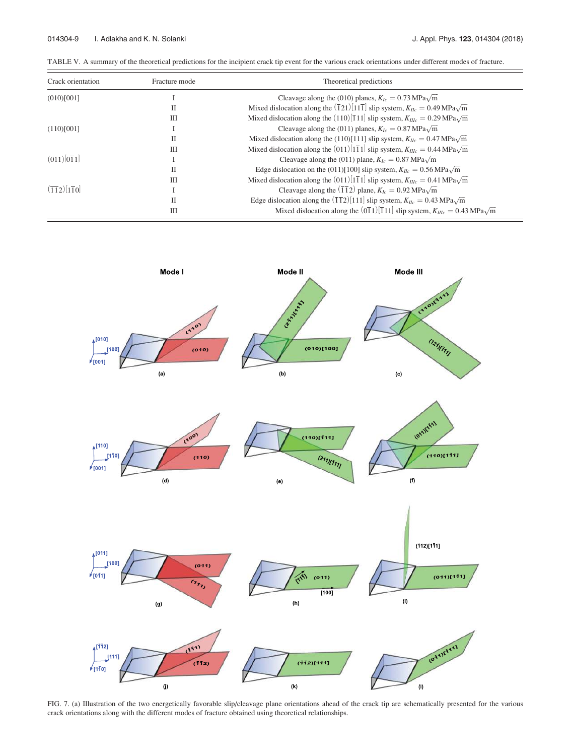TABLE V. A summary of the theoretical predictions for the incipient crack tip event for the various crack orientations under different modes of fracture.

| Crack orientation | Fracture mode | Theoretical predictions |
|---|---|---|
| (010)[001] | I | Cleavage along the (010) planes, $K_{Ic} = 0.73\,\mathrm{MPa}\sqrt{\mathrm{m}}$ |
| | II | Mixed dislocation along the $(\bar{1}21)[11\bar{1}]$ slip system, $K_{IIc} = 0.49\,\mathrm{MPa}\sqrt{\mathrm{m}}$ |
| | III | Mixed dislocation along the $(110)[\bar{1}11]$ slip system, $K_{IIIc} = 0.29\,\mathrm{MPa}\sqrt{\mathrm{m}}$ |
| (110)[001] | I | Cleavage along the (011) planes, $K_{Ic} = 0.87\,\mathrm{MPa}\sqrt{\mathrm{m}}$ |
| | II | Mixed dislocation along the (110)[111] slip system, $K_{IIc} = 0.47\,\mathrm{MPa}\sqrt{\mathrm{m}}$ |
| | III | Mixed dislocation along the $(011)[1\bar{1}1]$ slip system, $K_{IIIc} = 0.44\,\mathrm{MPa}\sqrt{\mathrm{m}}$ |
| $(011)[0\bar{1}1]$ | I | Cleavage along the (011) plane, $K_{Ic} = 0.87\,\mathrm{MPa}\sqrt{\mathrm{m}}$ |
| | II | Edge dislocation on the (011)[100] slip system, $K_{IIc} = 0.56\,\mathrm{MPa}\sqrt{\mathrm{m}}$ |
| | III | Mixed dislocation along the $(011)[1\bar{1}1]$ slip system, $K_{IIIc} = 0.41\,\mathrm{MPa}\sqrt{\mathrm{m}}$ |
| $(\bar{1}\bar{1}2)[1\bar{1}0]$ | I | Cleavage along the $(\bar{1}\bar{1}2)$ plane, $K_{Ic} = 0.92\,\mathrm{MPa}\sqrt{\mathrm{m}}$ |
| | II | Edge dislocation along the $(\bar{1}\bar{1}2)[111]$ slip system, $K_{IIc} = 0.43\,\mathrm{MPa}\sqrt{\mathrm{m}}$ |
| | III | Mixed dislocation along the $(0\bar{1}1)[\bar{1}11]$ slip system, $K_{IIIc} = 0.43\,\mathrm{MPa}\sqrt{\mathrm{m}}$ |

FIG. 7. (a) Illustration of the two energetically favorable slip/cleavage plane orientations ahead of the crack tip are schematically presented for the various crack orientations along with the different modes of fracture obtained using theoretical relationships.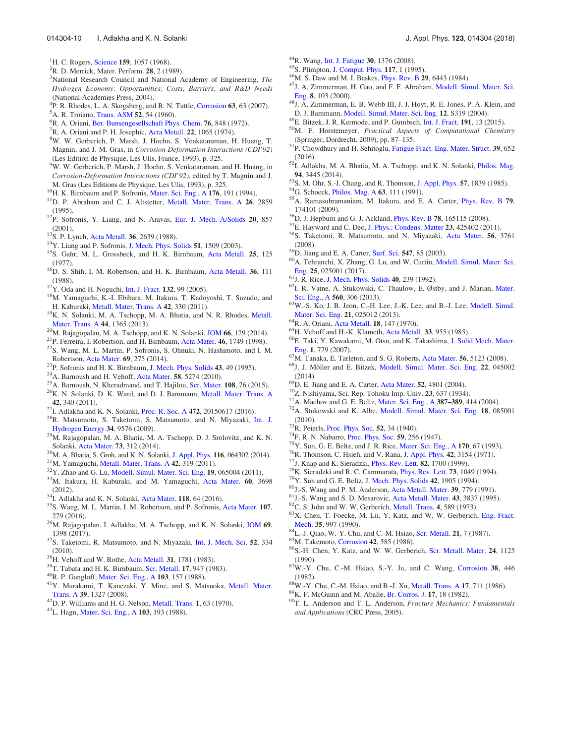[1] H. C. Rogers, Science **159**, 1057 (1968).

[2] R. D. Merrick, Mater. Perform. **28**, 2 (1989).

[3] National Research Council and National Academy of Engineering, *The Hydrogen Economy: Opportunities, Costs, Barriers, and R&D Needs* (National Academies Press, 2004).

[4] P. R. Rhodes, L. A. Skogsberg, and R. N. Tuttle, Corrosion **63**, 63 (2007).

[5] A. R. Troiano, Trans. ASM **52**, 54 (1960).

[6] R. A. Oriani, Ber. Bunsengesellschaft Phys. Chem. **76**, 848 (1972).

[7] R. A. Oriani and P. H. Josephic, Acta Metall. **22**, 1065 (1974).

[8] W. W. Gerberich, P. Marsh, J. Hoehn, S. Venkataraman, H. Huang, T. Magnin, and J. M. Gras, in *Corrosion-Deformation Interactions (CDI'92)* (Les Edition de Physique, Les Ulis, France, 1993), p. 325.

[9] W. W. Gerberich, P. Marsh, J. Hoehn, S. Venkataraman, and H. Huang, in *Corrosion-Deformation Interactions (CDI'92)*, edited by T. Magnin and J. M. Gras (Les Editions de Physique, Les Ulis, 1993), p. 325.

[10] H. K. Birnbaum and P. Sofronis, Mater. Sci. Eng., A **176**, 191 (1994).

[11] D. P. Abraham and C. J. Altstetter, Metall. Mater. Trans. A **26**, 2859 (1995).

[12] P. Sofronis, Y. Liang, and N. Aravas, Eur. J. Mech.-A/Solids **20**, 857 (2001).

[13] S. P. Lynch, Acta Metall. **36**, 2639 (1988).

[14] Y. Liang and P. Sofronis, J. Mech. Phys. Solids **51**, 1509 (2003).

[15] S. Gahr, M. L. Grossbeck, and H. K. Birnbaum, Acta Metall. **25**, 125 (1977).

[16] D. S. Shih, I. M. Robertson, and H. K. Birnbaum, Acta Metall. **36**, 111 (1988).

[17] Y. Oda and H. Noguchi, Int. J. Fract. **132**, 99 (2005).

[18] M. Yamaguchi, K.-I. Ebihara, M. Itakura, T. Kadoyoshi, T. Suzudo, and H. Kaburaki, Metall. Mater. Trans. A **42**, 330 (2011).

[19] K. N. Solanki, M. A. Tschopp, M. A. Bhatia, and N. R. Rhodes, Metall. Mater. Trans. A **44**, 1365 (2013).

[20] M. Rajagopalan, M. A. Tschopp, and K. N. Solanki, JOM **66**, 129 (2014).

[21] P. Ferreira, I. Robertson, and H. Birnbaum, Acta Mater. **46**, 1749 (1998).

[22] S. Wang, M. L. Martin, P. Sofronis, S. Ohnuki, N. Hashimoto, and I. M. Robertson, Acta Mater. **69**, 275 (2014).

[23] P. Sofronis and H. K. Birnbaum, J. Mech. Phys. Solids **43**, 49 (1995).

[24] A. Barnoush and H. Vehoff, Acta Mater. **58**, 5274 (2010).

[25] A. Barnoush, N. Kheradmand, and T. Hajilou, Scr. Mater. **108**, 76 (2015).

[26] K. N. Solanki, D. K. Ward, and D. J. Bammann, Metall. Mater. Trans. A **42**, 340 (2011).

[27] I. Adlakha and K. N. Solanki, Proc. R. Soc. A **472**, 20150617 (2016).

[28] R. Matsumoto, S. Taketomi, S. Matsumoto, and N. Miyazaki, Int. J. Hydrogen Energy **34**, 9576 (2009).

[29] M. Rajagopalan, M. A. Bhatia, M. A. Tschopp, D. J. Srolovitz, and K. N. Solanki, Acta Mater. **73**, 312 (2014).

[30] M. A. Bhatia, S. Groh, and K. N. Solanki, J. Appl. Phys. **116**, 064302 (2014).

[31] M. Yamaguchi, Metall. Mater. Trans. A **42**, 319 (2011).

[32] Y. Zhao and G. Lu, Modell. Simul. Mater. Sci. Eng. **19**, 065004 (2011).

[33] M. Itakura, H. Kaburaki, and M. Yamaguchi, Acta Mater. **60**, 3698 (2012).

[34] I. Adlakha and K. N. Solanki, Acta Mater. **118**, 64 (2016).

[35] S. Wang, M. L. Martin, I. M. Robertson, and P. Sofronis, Acta Mater. **107**, 279 (2016).

[36] M. Rajagopalan, I. Adlakha, M. A. Tschopp, and K. N. Solanki, JOM **69**, 1398 (2017).

[37] S. Taketomi, R. Matsumoto, and N. Miyazaki, Int. J. Mech. Sci. **52**, 334 (2010).

[38] H. Vehoff and W. Rothe, Acta Metall. **31**, 1781 (1983).

[39] T. Tabata and H. K. Birnbaum, Scr. Metall. **17**, 947 (1983).

[40] R. P. Gangloff, Mater. Sci. Eng., A **103**, 157 (1988).

[41] Y. Murakami, T. Kanezaki, Y. Mine, and S. Matsuoka, Metall. Mater. Trans. A **39**, 1327 (2008).

[42] D. P. Williams and H. G. Nelson, Metall. Trans. **1**, 63 (1970).

[43] L. Hagn, Mater. Sci. Eng., A **103**, 193 (1988).

[44] R. Wang, Int. J. Fatigue **30**, 1376 (2008).

[45] S. Plimpton, J. Comput. Phys. **117**, 1 (1995).

[46] M. S. Daw and M. I. Baskes, Phys. Rev. B **29**, 6443 (1984).

[47] J. A. Zimmerman, H. Gao, and F. F. Abraham, Modell. Simul. Mater. Sci. Eng. **8**, 103 (2000).

[48] J. A. Zimmerman, E. B. Webb III, J. J. Hoyt, R. E. Jones, P. A. Klein, and D. J. Bammann, Modell. Simul. Mater. Sci. Eng. **12**, S319 (2004).

[49] E. Bitzek, J. R. Kermode, and P. Gumbsch, Int. J. Fract. **191**, 13 (2015).

[50] M. F. Horstemeyer, *Practical Aspects of Computational Chemistry* (Springer, Dordrecht, 2009), pp. 87–135.

[51] P. Chowdhury and H. Sehitoglu, Fatigue Fract. Eng. Mater. Struct. **39**, 652 (2016).

[52] I. Adlakha, M. A. Bhatia, M. A. Tschopp, and K. N. Solanki, Philos. Mag. **94**, 3445 (2014).

[53] S. M. Ohr, S.-J. Chang, and R. Thomson, J. Appl. Phys. **57**, 1839 (1985).

[54] G. Schoeck, Philos. Mag. A **63**, 111 (1991).

[55] A. Ramasubramaniam, M. Itakura, and E. A. Carter, Phys. Rev. B **79**, 174101 (2009).

[56] D. J. Hepburn and G. J. Ackland, Phys. Rev. B **78**, 165115 (2008).

[57] E. Hayward and C. Deo, J. Phys.: Condens. Matter **23**, 425402 (2011).

[58] S. Taketomi, R. Matsumoto, and N. Miyazaki, Acta Mater. **56**, 3761 (2008).

[59] D. Jiang and E. A. Carter, Surf. Sci. **547**, 85 (2003).

[60] A. Tehranchi, X. Zhang, G. Lu, and W. Curtin, Modell. Simul. Mater. Sci. Eng. **25**, 025001 (2017).

[61] J. R. Rice, J. Mech. Phys. Solids **40**, 239 (1992).

[62] I. R. Vatne, A. Stukowski, C. Thaulow, E. Østby, and J. Marian, Mater. Sci. Eng., A **560**, 306 (2013).

[63] W.-S. Ko, J. B. Jeon, C.-H. Lee, J.-K. Lee, and B.-J. Lee, Modell. Simul. Mater. Sci. Eng. **21**, 025012 (2013).

[64] R. A. Oriani, Acta Metall. **18**, 147 (1970).

[65] H. Vehoff and H.-K. Klameth, Acta Metall. **33**, 955 (1985).

[66] E. Taki, Y. Kawakami, M. Otsu, and K. Takashima, J. Solid Mech. Mater. Eng. **1**, 779 (2007).

[67] M. Tanaka, E. Tarleton, and S. G. Roberts, Acta Mater. **56**, 5123 (2008).

[68] J. J. Möller and E. Bitzek, Modell. Simul. Mater. Sci. Eng. **22**, 045002 (2014).

[69] D. E. Jiang and E. A. Carter, Acta Mater. **52**, 4801 (2004).

[70] Z. Nishiyama, Sci. Rep. Tohoku Imp. Univ. **23**, 637 (1934).

[71] A. Machov and G. E. Beltz, Mater. Sci. Eng., A **387–389**, 414 (2004).

[72] A. Stukowski and K. Albe, Modell. Simul. Mater. Sci. Eng. **18**, 085001 (2010).

[73] R. Peierls, Proc. Phys. Soc. **52**, 34 (1940).

[74] F. R. N. Nabarro, Proc. Phys. Soc. **59**, 256 (1947).

[75] Y. Sun, G. E. Beltz, and J. R. Rice, Mater. Sci. Eng., A **170**, 67 (1993).

[76] R. Thomson, C. Hsieh, and V. Rana, J. Appl. Phys. **42**, 3154 (1971).

[77] J. Knap and K. Sieradzki, Phys. Rev. Lett. **82**, 1700 (1999).

[78] K. Sieradzki and R. C. Cammarata, Phys. Rev. Lett. **73**, 1049 (1994).

[79] Y. Sun and G. E. Beltz, J. Mech. Phys. Solids **42**, 1905 (1994).

[80] J.-S. Wang and P. M. Anderson, Acta Metall. Mater. **39**, 779 (1991).

[81] J.-S. Wang and S. D. Mesarovic, Acta Metall. Mater. **43**, 3837 (1995).

[82] C. S. John and W. W. Gerberich, Metall. Trans. **4**, 589 (1973).

[83] X. Chen, T. Foecke, M. Lii, Y. Katz, and W. W. Gerberich, Eng. Fract. Mech. **35**, 997 (1990).

[84] L.-J. Qiao, W.-Y. Chu, and C.-M. Hsiao, Scr. Metall. **21**, 7 (1987).

[85] M. Takemoto, Corrosion **42**, 585 (1986).

[86] S.-H. Chen, Y. Katz, and W. W. Gerberich, Scr. Metall. Mater. **24**, 1125 (1990).

[87] W.-Y. Chu, C.-M. Hsiao, S.-Y. Ju, and C. Wang, Corrosion **38**, 446 (1982).

[88] W.-Y. Chu, C.-M. Hsiao, and B.-J. Xu, Metall. Trans. A **17**, 711 (1986).

[89] K. F. McGuinn and M. Aballe, Br. Corros. J. **17**, 18 (1982).

[90] T. L. Anderson and T. L. Anderson, *Fracture Mechanics: Fundamentals and Applications* (CRC Press, 2005).